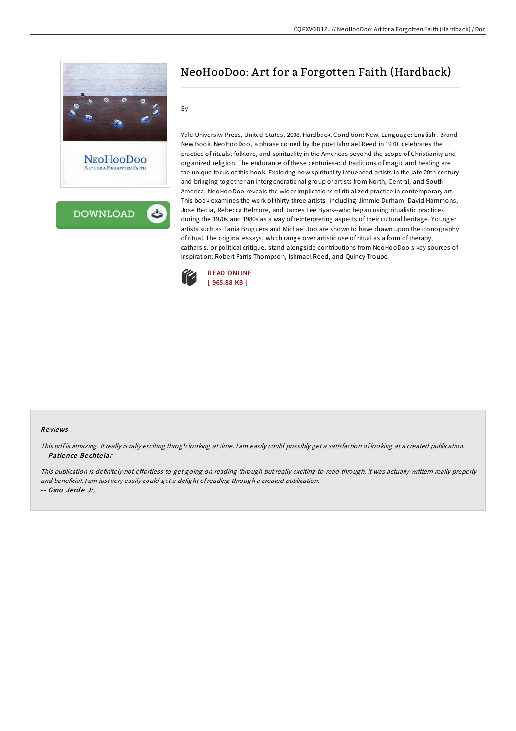# NeoHooDoo: Art for a Forgotten Faith (Hardback)

By -

Yale University Press, United States, 2008. Hardback. Condition: New. Language: English . Brand New Book. NeoHooDoo, a phrase coined by the poet Ishmael Reed in 1970, celebrates the practice of rituals, folklore, and spirituality in the Americas beyond the scope of Christianity and organized religion. The endurance of these centuries-old traditions of magic and healing are the unique focus of this book. Exploring how spirituality influenced artists in the late 20th century and bringing together an intergenerational group of artists from North, Central, and South America, NeoHooDoo reveals the wider implications of ritualized practice in contemporary art. This book examines the work of thirty-three artists--including Jimmie Durham, David Hammons, Jose Bedia, Rebecca Belmore, and James Lee Byars--who began using ritualistic practices during the 1970s and 1980s as a way of reinterpreting aspects of their cultural heritage. Younger artists such as Tania Bruguera and Michael Joo are shown to have drawn upon the iconography of ritual. The original essays, which range over artistic use of ritual as a form of therapy, catharsis, or political critique, stand alongside contributions from NeoHooDoo s key sources of inspiration: Robert Farris Thompson, Ishmael Reed, and Quincy Troupe.

READ ONLINE
[ 965.88 KB ]

## Reviews

*This pdf is amazing. It really is rally exciting throgh looking at time. I am easily could possibly get a satisfaction of looking at a created publication.*
-- ***Patience Bechtelar***

*This publication is definitely not effortless to get going on reading through but really exciting to read through. it was actually writtern really properly and beneficial. I am just very easily could get a delight of reading through a created publication.*
-- ***Gino Jerde Jr.***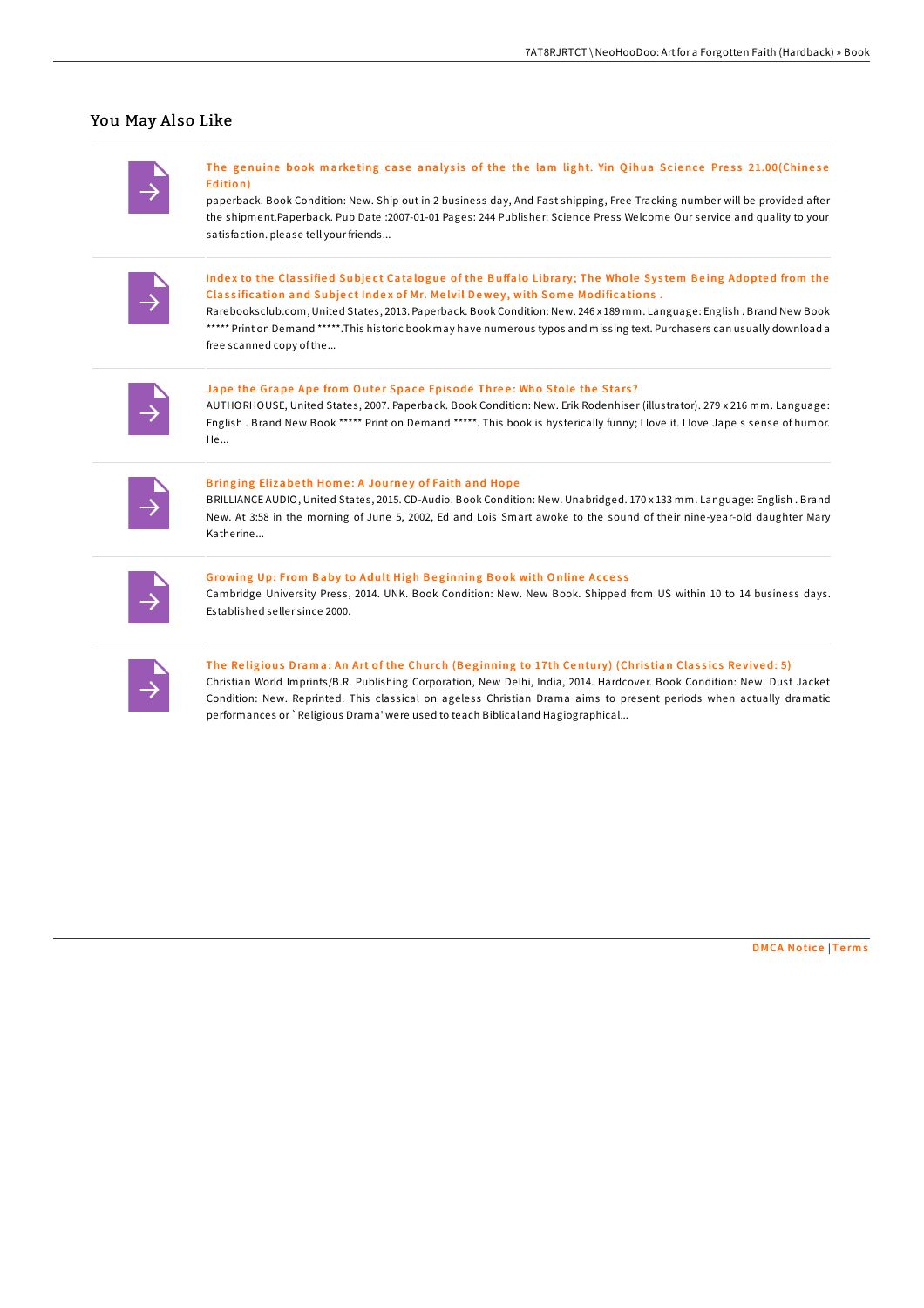## You May Also Like

**The genuine book marketing case analysis of the the lam light. Yin Qihua Science Press 21.00(Chinese Edition)**

paperback. Book Condition: New. Ship out in 2 business day, And Fast shipping, Free Tracking number will be provided after the shipment.Paperback. Pub Date :2007-01-01 Pages: 244 Publisher: Science Press Welcome Our service and quality to your satisfaction. please tell your friends...

**Index to the Classified Subject Catalogue of the Buffalo Library; The Whole System Being Adopted from the Classification and Subject Index of Mr. Melvil Dewey, with Some Modifications .**

Rarebooksclub.com, United States, 2013. Paperback. Book Condition: New. 246 x 189 mm. Language: English . Brand New Book ***** Print on Demand *****.This historic book may have numerous typos and missing text. Purchasers can usually download a free scanned copy of the...

**Jape the Grape Ape from Outer Space Episode Three: Who Stole the Stars?**

AUTHORHOUSE, United States, 2007. Paperback. Book Condition: New. Erik Rodenhiser (illustrator). 279 x 216 mm. Language: English . Brand New Book ***** Print on Demand *****. This book is hysterically funny; I love it. I love Jape s sense of humor. He...

**Bringing Elizabeth Home: A Journey of Faith and Hope**

BRILLIANCE AUDIO, United States, 2015. CD-Audio. Book Condition: New. Unabridged. 170 x 133 mm. Language: English . Brand New. At 3:58 in the morning of June 5, 2002, Ed and Lois Smart awoke to the sound of their nine-year-old daughter Mary Katherine...

**Growing Up: From Baby to Adult High Beginning Book with Online Access**

Cambridge University Press, 2014. UNK. Book Condition: New. New Book. Shipped from US within 10 to 14 business days. Established seller since 2000.

**The Religious Drama: An Art of the Church (Beginning to 17th Century) (Christian Classics Revived: 5)**

Christian World Imprints/B.R. Publishing Corporation, New Delhi, India, 2014. Hardcover. Book Condition: New. Dust Jacket Condition: New. Reprinted. This classical on ageless Christian Drama aims to present periods when actually dramatic performances or `Religious Drama' were used to teach Biblical and Hagiographical...